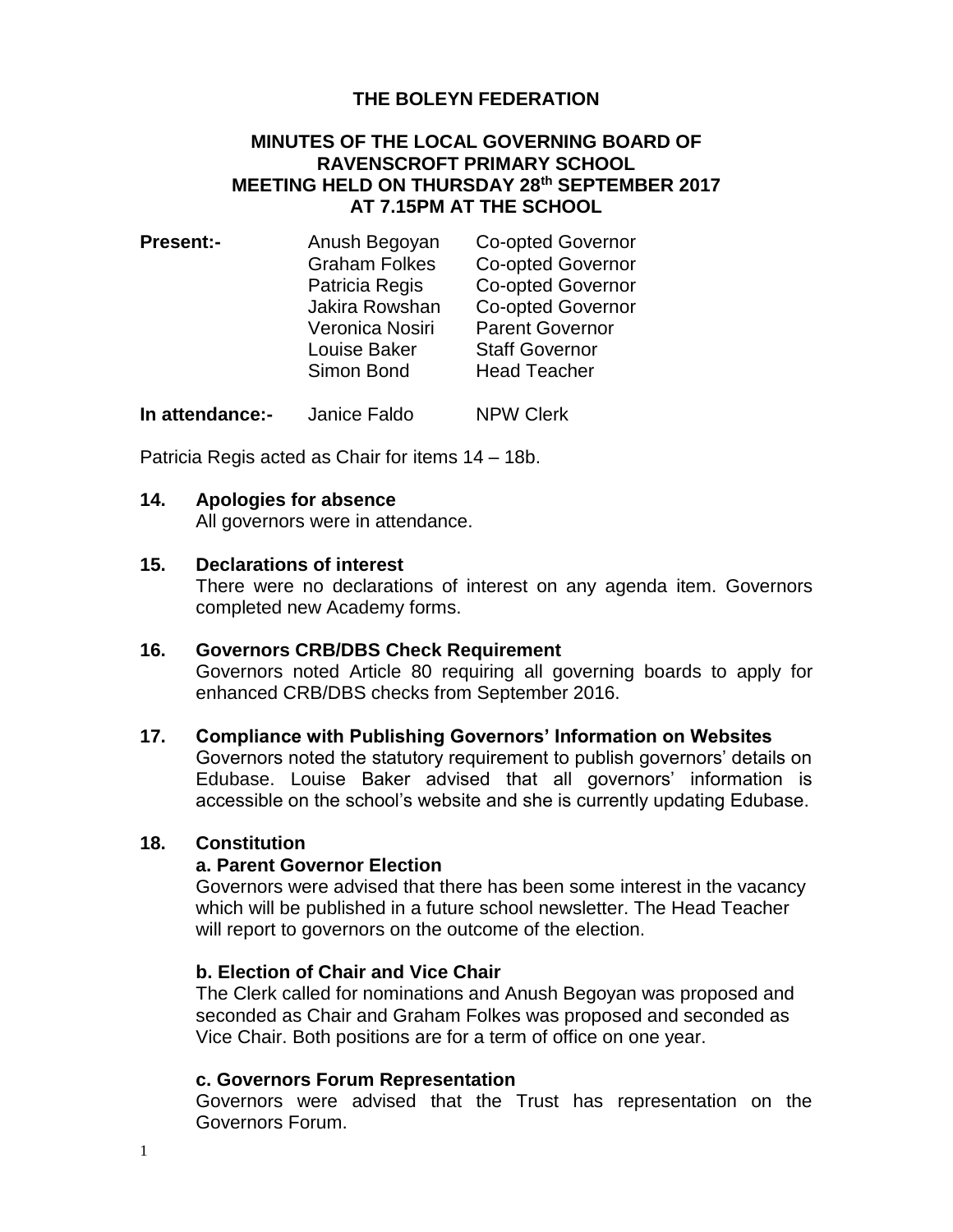# THE BOLEYN FEDERATION

## MINUTES OF THE LOCAL GOVERNING BOARD OF RAVENSCROFT PRIMARY SCHOOL MEETING HELD ON THURSDAY 28th SEPTEMBER 2017 AT 7.15PM AT THE SCHOOL

| **Present:-** | Anush Begoyan | Co-opted Governor |
|---|---|---|
| | Graham Folkes | Co-opted Governor |
| | Patricia Regis | Co-opted Governor |
| | Jakira Rowshan | Co-opted Governor |
| | Veronica Nosiri | Parent Governor |
| | Louise Baker | Staff Governor |
| | Simon Bond | Head Teacher |
| **In attendance:-** | Janice Faldo | NPW Clerk |

Patricia Regis acted as Chair for items 14 – 18b.

**14. Apologies for absence**

All governors were in attendance.

**15. Declarations of interest**

There were no declarations of interest on any agenda item. Governors completed new Academy forms.

**16. Governors CRB/DBS Check Requirement**

Governors noted Article 80 requiring all governing boards to apply for enhanced CRB/DBS checks from September 2016.

**17. Compliance with Publishing Governors' Information on Websites**

Governors noted the statutory requirement to publish governors' details on Edubase. Louise Baker advised that all governors' information is accessible on the school's website and she is currently updating Edubase.

**18. Constitution**

**a. Parent Governor Election**

Governors were advised that there has been some interest in the vacancy which will be published in a future school newsletter. The Head Teacher will report to governors on the outcome of the election.

**b. Election of Chair and Vice Chair**

The Clerk called for nominations and Anush Begoyan was proposed and seconded as Chair and Graham Folkes was proposed and seconded as Vice Chair. Both positions are for a term of office on one year.

**c. Governors Forum Representation**

Governors were advised that the Trust has representation on the Governors Forum.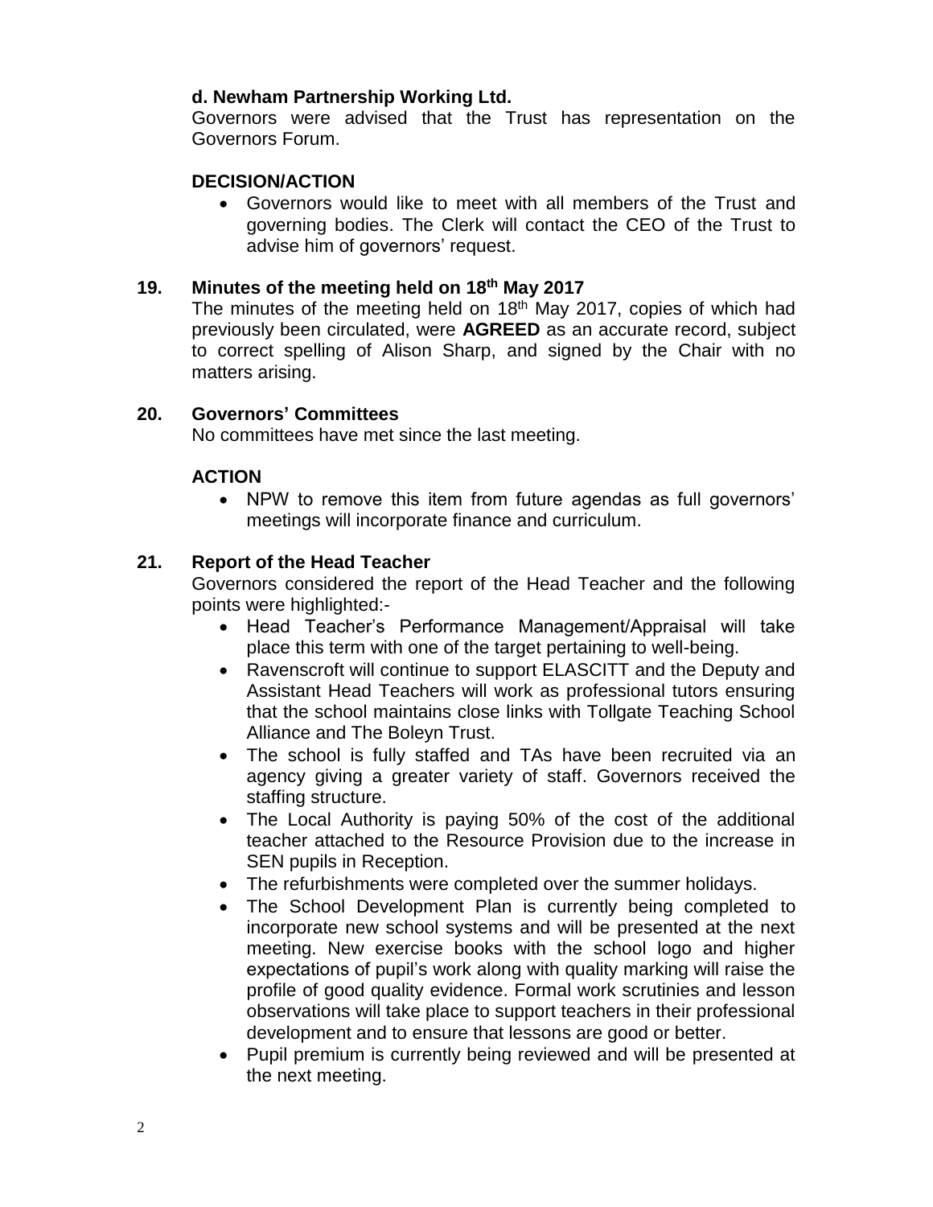**d. Newham Partnership Working Ltd.**

Governors were advised that the Trust has representation on the Governors Forum.

**DECISION/ACTION**

- Governors would like to meet with all members of the Trust and governing bodies. The Clerk will contact the CEO of the Trust to advise him of governors' request.

## 19. Minutes of the meeting held on 18th May 2017

The minutes of the meeting held on 18th May 2017, copies of which had previously been circulated, were **AGREED** as an accurate record, subject to correct spelling of Alison Sharp, and signed by the Chair with no matters arising.

## 20. Governors' Committees

No committees have met since the last meeting.

**ACTION**

- NPW to remove this item from future agendas as full governors' meetings will incorporate finance and curriculum.

## 21. Report of the Head Teacher

Governors considered the report of the Head Teacher and the following points were highlighted:-

- Head Teacher's Performance Management/Appraisal will take place this term with one of the target pertaining to well-being.
- Ravenscroft will continue to support ELASCITT and the Deputy and Assistant Head Teachers will work as professional tutors ensuring that the school maintains close links with Tollgate Teaching School Alliance and The Boleyn Trust.
- The school is fully staffed and TAs have been recruited via an agency giving a greater variety of staff. Governors received the staffing structure.
- The Local Authority is paying 50% of the cost of the additional teacher attached to the Resource Provision due to the increase in SEN pupils in Reception.
- The refurbishments were completed over the summer holidays.
- The School Development Plan is currently being completed to incorporate new school systems and will be presented at the next meeting. New exercise books with the school logo and higher expectations of pupil's work along with quality marking will raise the profile of good quality evidence. Formal work scrutinies and lesson observations will take place to support teachers in their professional development and to ensure that lessons are good or better.
- Pupil premium is currently being reviewed and will be presented at the next meeting.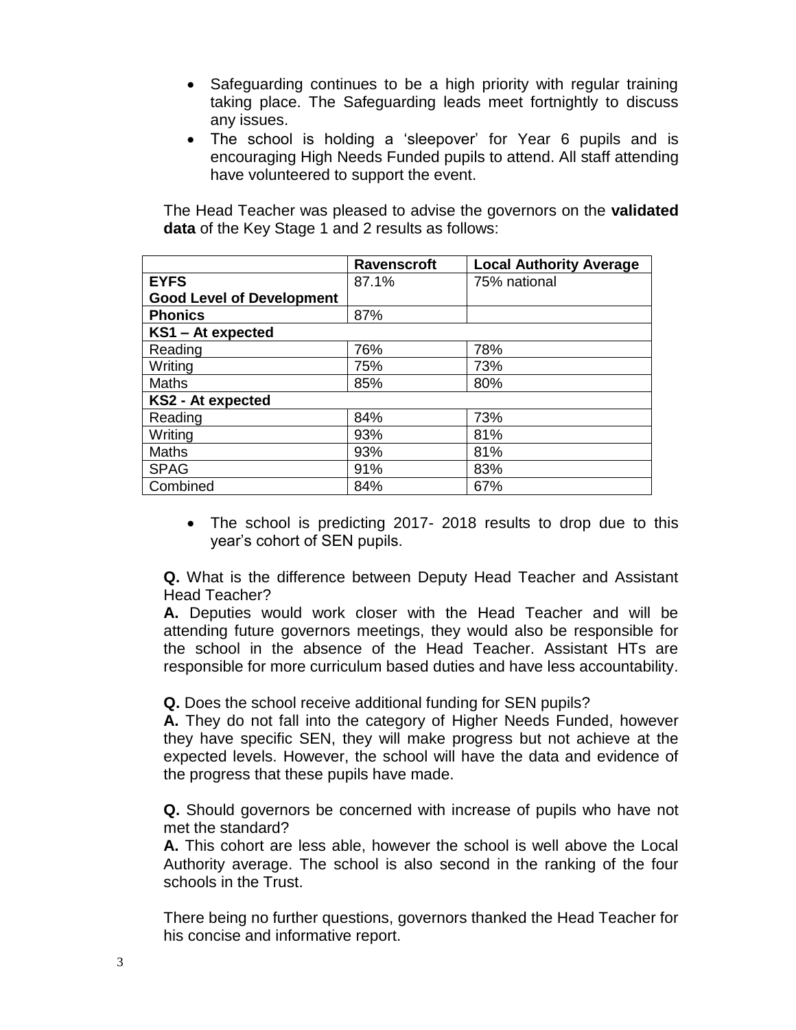- Safeguarding continues to be a high priority with regular training taking place. The Safeguarding leads meet fortnightly to discuss any issues.
- The school is holding a 'sleepover' for Year 6 pupils and is encouraging High Needs Funded pupils to attend. All staff attending have volunteered to support the event.

The Head Teacher was pleased to advise the governors on the **validated data** of the Key Stage 1 and 2 results as follows:

| | **Ravenscroft** | **Local Authority Average** |
|---|---|---|
| **EYFS Good Level of Development** | 87.1% | 75% national |
| **Phonics** | 87% | |
| **KS1 – At expected** | | |
| Reading | 76% | 78% |
| Writing | 75% | 73% |
| Maths | 85% | 80% |
| **KS2 - At expected** | | |
| Reading | 84% | 73% |
| Writing | 93% | 81% |
| Maths | 93% | 81% |
| SPAG | 91% | 83% |
| Combined | 84% | 67% |

- The school is predicting 2017- 2018 results to drop due to this year's cohort of SEN pupils.

**Q.** What is the difference between Deputy Head Teacher and Assistant Head Teacher?
**A.** Deputies would work closer with the Head Teacher and will be attending future governors meetings, they would also be responsible for the school in the absence of the Head Teacher. Assistant HTs are responsible for more curriculum based duties and have less accountability.

**Q.** Does the school receive additional funding for SEN pupils?
**A.** They do not fall into the category of Higher Needs Funded, however they have specific SEN, they will make progress but not achieve at the expected levels. However, the school will have the data and evidence of the progress that these pupils have made.

**Q.** Should governors be concerned with increase of pupils who have not met the standard?
**A.** This cohort are less able, however the school is well above the Local Authority average. The school is also second in the ranking of the four schools in the Trust.

There being no further questions, governors thanked the Head Teacher for his concise and informative report.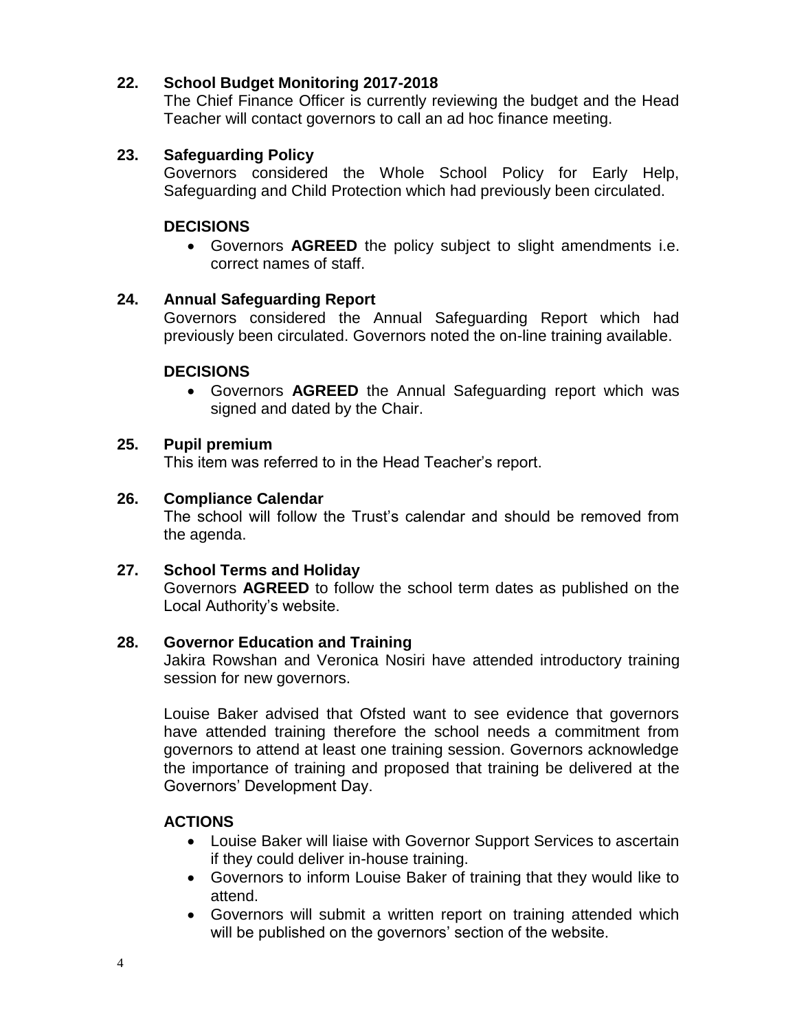## 22. School Budget Monitoring 2017-2018

The Chief Finance Officer is currently reviewing the budget and the Head Teacher will contact governors to call an ad hoc finance meeting.

## 23. Safeguarding Policy

Governors considered the Whole School Policy for Early Help, Safeguarding and Child Protection which had previously been circulated.

### DECISIONS

- Governors **AGREED** the policy subject to slight amendments i.e. correct names of staff.

## 24. Annual Safeguarding Report

Governors considered the Annual Safeguarding Report which had previously been circulated. Governors noted the on-line training available.

### DECISIONS

- Governors **AGREED** the Annual Safeguarding report which was signed and dated by the Chair.

## 25. Pupil premium

This item was referred to in the Head Teacher's report.

## 26. Compliance Calendar

The school will follow the Trust's calendar and should be removed from the agenda.

## 27. School Terms and Holiday

Governors **AGREED** to follow the school term dates as published on the Local Authority's website.

## 28. Governor Education and Training

Jakira Rowshan and Veronica Nosiri have attended introductory training session for new governors.

Louise Baker advised that Ofsted want to see evidence that governors have attended training therefore the school needs a commitment from governors to attend at least one training session. Governors acknowledge the importance of training and proposed that training be delivered at the Governors' Development Day.

### ACTIONS

- Louise Baker will liaise with Governor Support Services to ascertain if they could deliver in-house training.
- Governors to inform Louise Baker of training that they would like to attend.
- Governors will submit a written report on training attended which will be published on the governors' section of the website.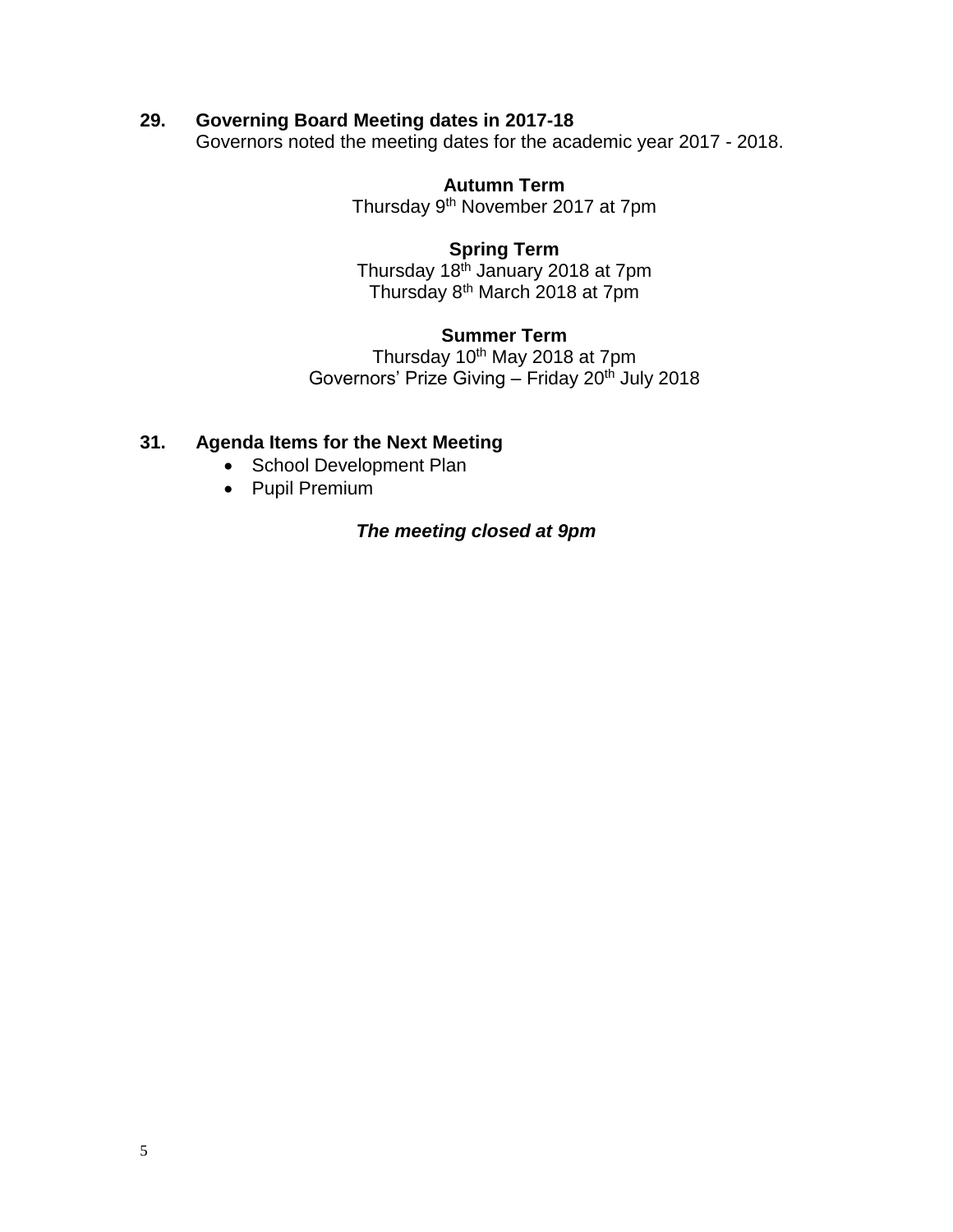## 29. Governing Board Meeting dates in 2017-18

Governors noted the meeting dates for the academic year 2017 - 2018.

**Autumn Term**

Thursday 9th November 2017 at 7pm

**Spring Term**

Thursday 18th January 2018 at 7pm
Thursday 8th March 2018 at 7pm

**Summer Term**

Thursday 10th May 2018 at 7pm
Governors' Prize Giving – Friday 20th July 2018

## 31. Agenda Items for the Next Meeting

- School Development Plan
- Pupil Premium

***The meeting closed at 9pm***